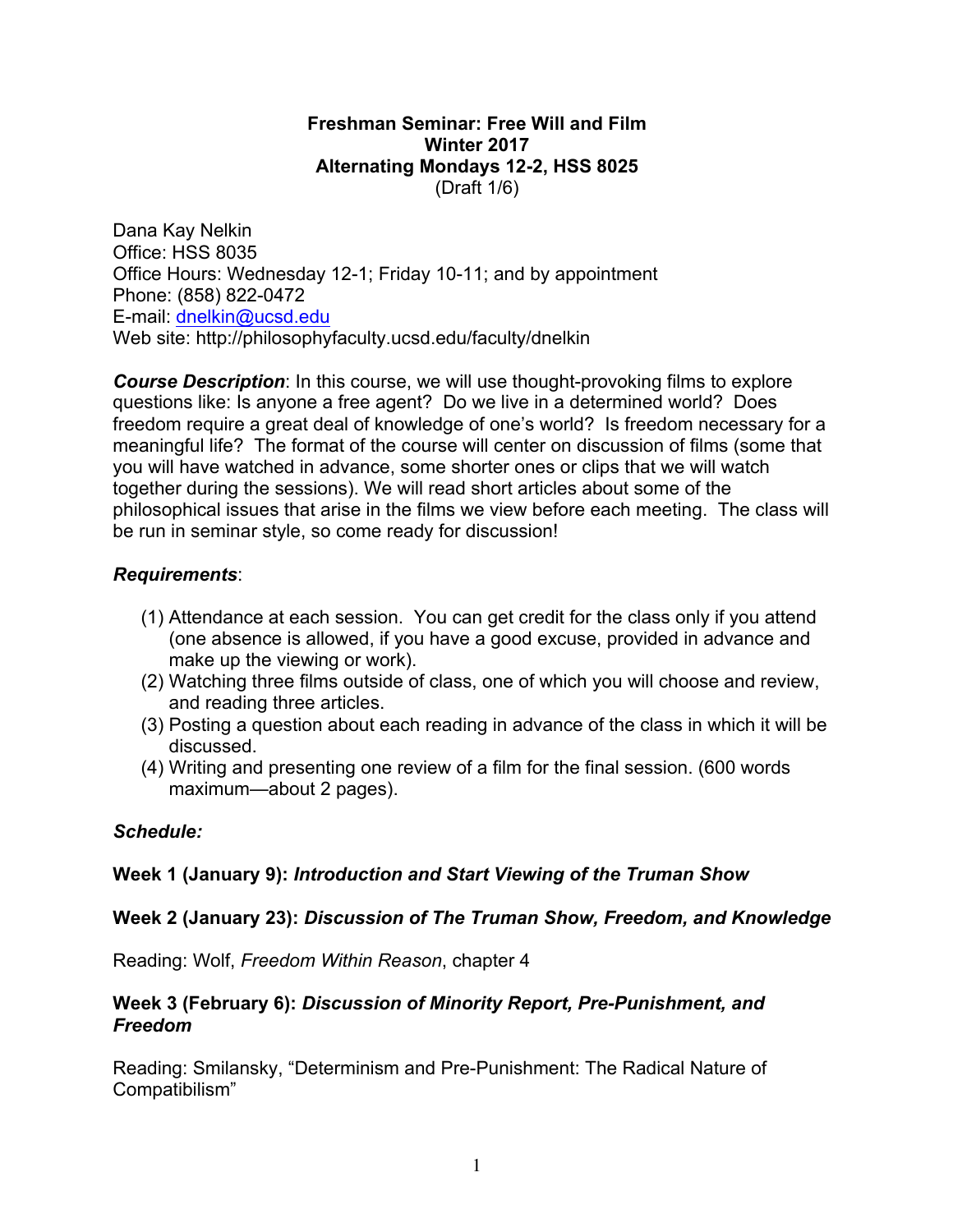**Freshman Seminar: Free Will and Film**
**Winter 2017**
**Alternating Mondays 12-2, HSS 8025**
(Draft 1/6)

Dana Kay Nelkin
Office: HSS 8035
Office Hours: Wednesday 12-1; Friday 10-11; and by appointment
Phone: (858) 822-0472
E-mail: dnelkin@ucsd.edu
Web site: http://philosophyfaculty.ucsd.edu/faculty/dnelkin

***Course Description***: In this course, we will use thought-provoking films to explore questions like: Is anyone a free agent? Do we live in a determined world? Does freedom require a great deal of knowledge of one's world? Is freedom necessary for a meaningful life? The format of the course will center on discussion of films (some that you will have watched in advance, some shorter ones or clips that we will watch together during the sessions). We will read short articles about some of the philosophical issues that arise in the films we view before each meeting. The class will be run in seminar style, so come ready for discussion!

***Requirements***:

(1) Attendance at each session. You can get credit for the class only if you attend (one absence is allowed, if you have a good excuse, provided in advance and make up the viewing or work).
(2) Watching three films outside of class, one of which you will choose and review, and reading three articles.
(3) Posting a question about each reading in advance of the class in which it will be discussed.
(4) Writing and presenting one review of a film for the final session. (600 words maximum—about 2 pages).

***Schedule:***

**Week 1 (January 9):** ***Introduction and Start Viewing of the Truman Show***

**Week 2 (January 23):** ***Discussion of The Truman Show, Freedom, and Knowledge***

Reading: Wolf, *Freedom Within Reason*, chapter 4

**Week 3 (February 6):** ***Discussion of Minority Report, Pre-Punishment, and Freedom***

Reading: Smilansky, "Determinism and Pre-Punishment: The Radical Nature of Compatibilism"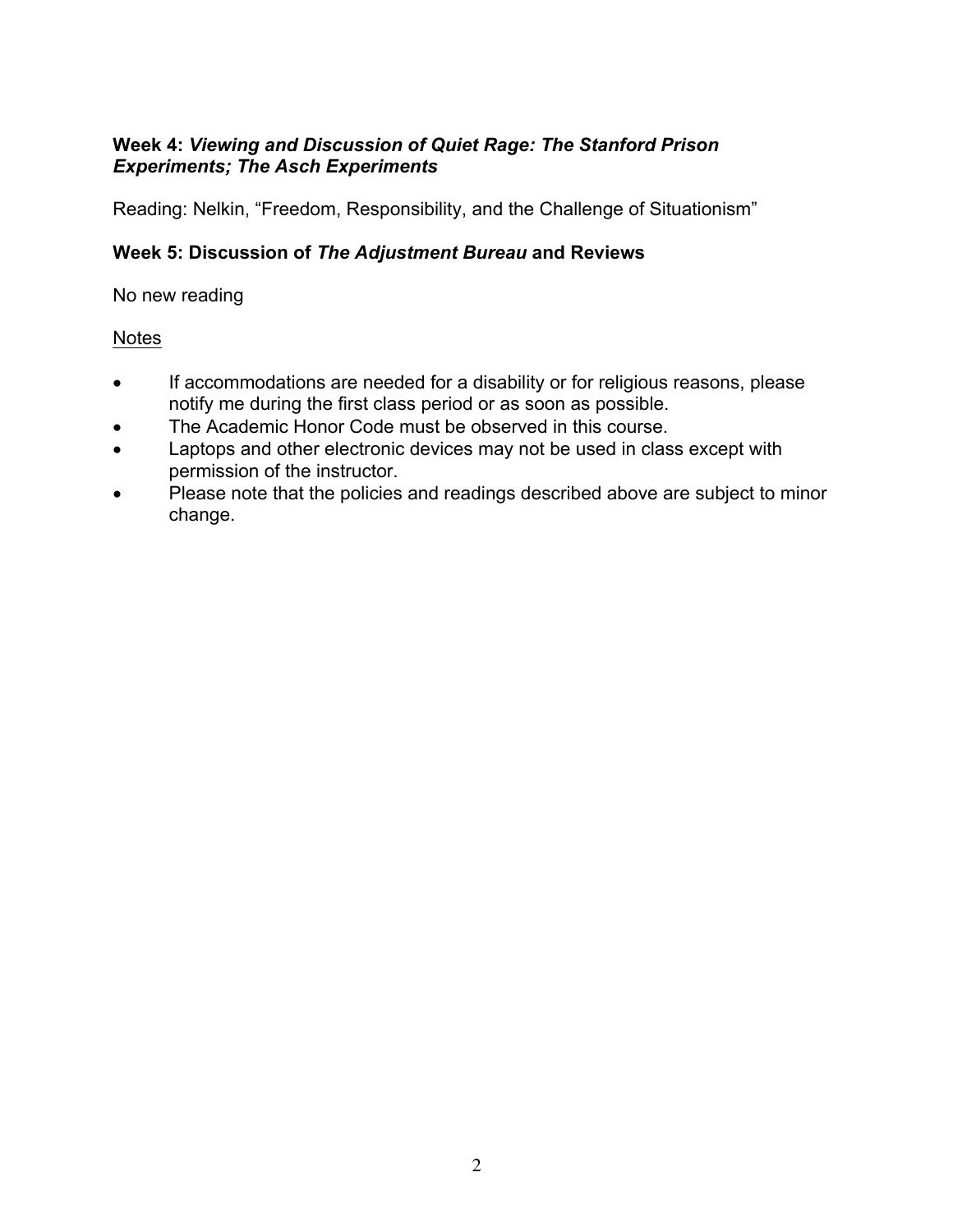**Week 4:** ***Viewing and Discussion of Quiet Rage: The Stanford Prison Experiments; The Asch Experiments***

Reading: Nelkin, "Freedom, Responsibility, and the Challenge of Situationism"

**Week 5: Discussion of *The Adjustment Bureau* and Reviews**

No new reading

<u>Notes</u>

- If accommodations are needed for a disability or for religious reasons, please notify me during the first class period or as soon as possible.
- The Academic Honor Code must be observed in this course.
- Laptops and other electronic devices may not be used in class except with permission of the instructor.
- Please note that the policies and readings described above are subject to minor change.